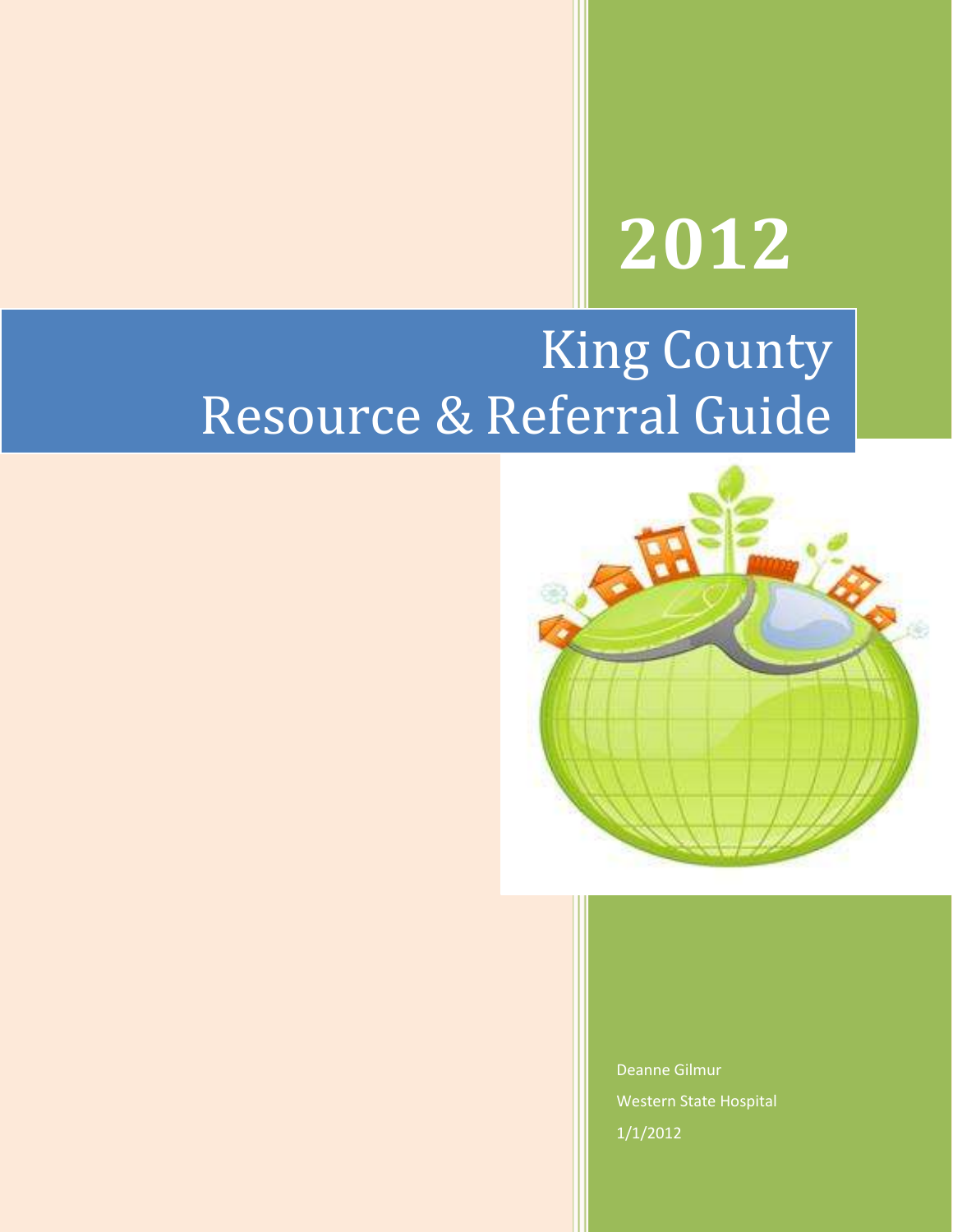# 2012

# King County Resource & Referral Guide

Deanne Gilmur

Western State Hospital

1/1/2012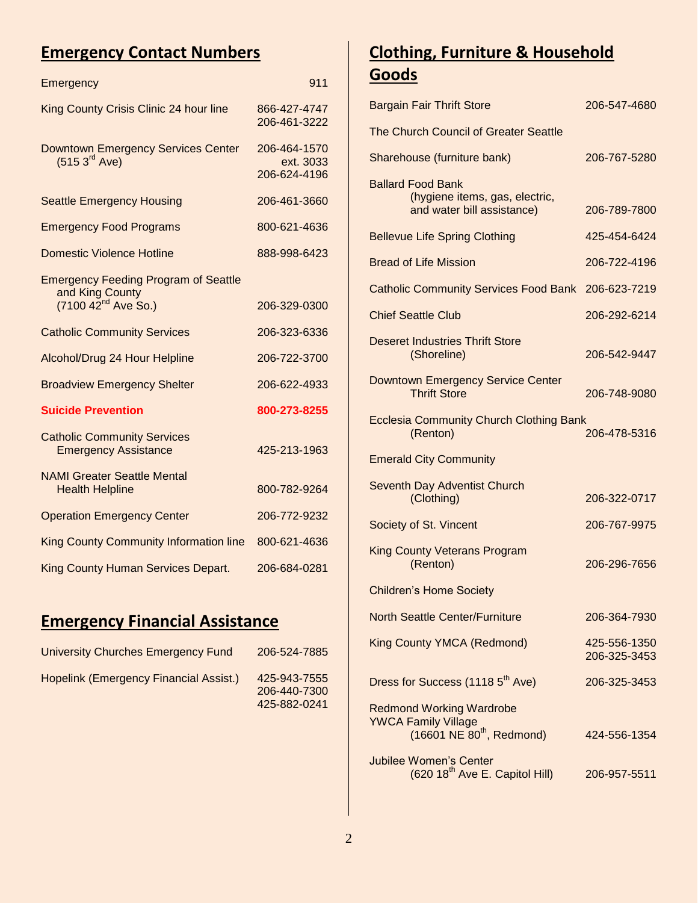## Emergency Contact Numbers

| | |
|---|---|
| Emergency | 911 |
| King County Crisis Clinic 24 hour line | 866-427-4747<br>206-461-3222 |
| Downtown Emergency Services Center (515 3rd Ave) | 206-464-1570 ext. 3033<br>206-624-4196 |
| Seattle Emergency Housing | 206-461-3660 |
| Emergency Food Programs | 800-621-4636 |
| Domestic Violence Hotline | 888-998-6423 |
| Emergency Feeding Program of Seattle and King County (7100 42nd Ave So.) | 206-329-0300 |
| Catholic Community Services | 206-323-6336 |
| Alcohol/Drug 24 Hour Helpline | 206-722-3700 |
| Broadview Emergency Shelter | 206-622-4933 |
| **Suicide Prevention** | **800-273-8255** |
| Catholic Community Services Emergency Assistance | 425-213-1963 |
| NAMI Greater Seattle Mental Health Helpline | 800-782-9264 |
| Operation Emergency Center | 206-772-9232 |
| King County Community Information line | 800-621-4636 |
| King County Human Services Depart. | 206-684-0281 |

## Emergency Financial Assistance

| | |
|---|---|
| University Churches Emergency Fund | 206-524-7885 |
| Hopelink (Emergency Financial Assist.) | 425-943-7555<br>206-440-7300<br>425-882-0241 |

## Clothing, Furniture & Household Goods

| | |
|---|---|
| Bargain Fair Thrift Store | 206-547-4680 |
| The Church Council of Greater Seattle | |
| Sharehouse (furniture bank) | 206-767-5280 |
| Ballard Food Bank (hygiene items, gas, electric, and water bill assistance) | 206-789-7800 |
| Bellevue Life Spring Clothing | 425-454-6424 |
| Bread of Life Mission | 206-722-4196 |
| Catholic Community Services Food Bank | 206-623-7219 |
| Chief Seattle Club | 206-292-6214 |
| Deseret Industries Thrift Store (Shoreline) | 206-542-9447 |
| Downtown Emergency Service Center Thrift Store | 206-748-9080 |
| Ecclesia Community Church Clothing Bank (Renton) | 206-478-5316 |
| Emerald City Community | |
| Seventh Day Adventist Church (Clothing) | 206-322-0717 |
| Society of St. Vincent | 206-767-9975 |
| King County Veterans Program (Renton) | 206-296-7656 |
| Children's Home Society | |
| North Seattle Center/Furniture | 206-364-7930 |
| King County YMCA (Redmond) | 425-556-1350<br>206-325-3453 |
| Dress for Success (1118 5th Ave) | 206-325-3453 |
| Redmond Working Wardrobe YWCA Family Village (16601 NE 80th, Redmond) | 424-556-1354 |
| Jubilee Women's Center (620 18th Ave E. Capitol Hill) | 206-957-5511 |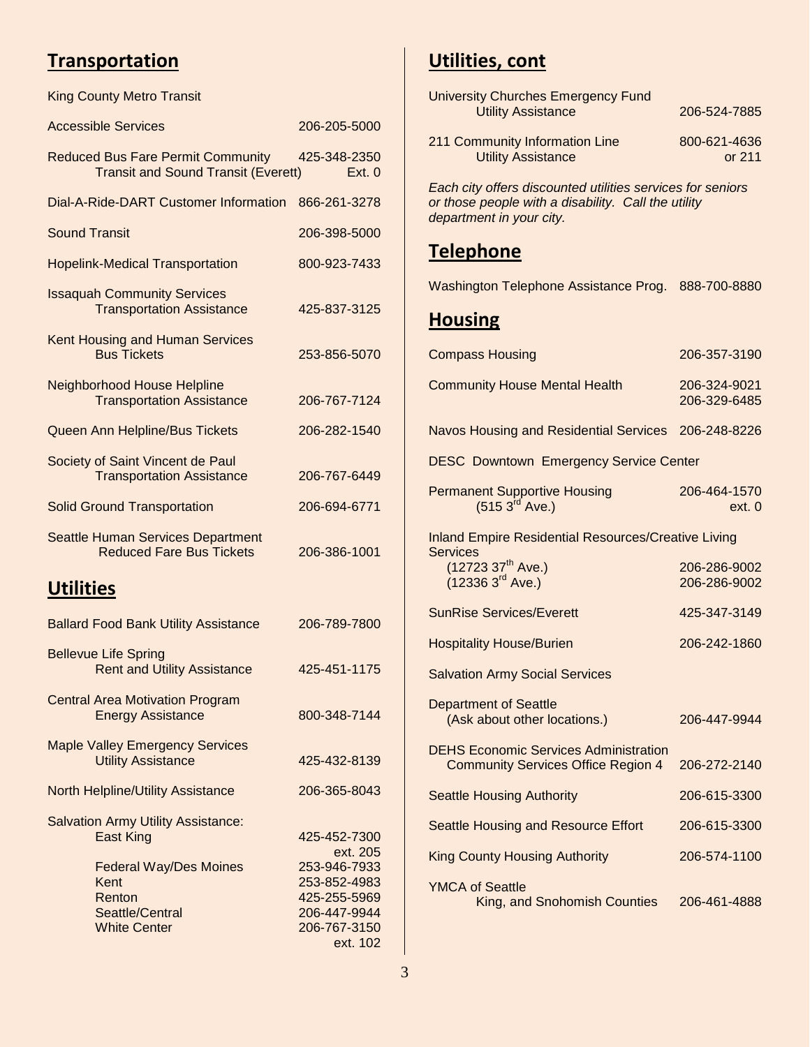## Transportation

King County Metro Transit

| | |
|---|---|
| Accessible Services | 206-205-5000 |
| Reduced Bus Fare Permit Community Transit and Sound Transit (Everett) | 425-348-2350 Ext. 0 |
| Dial-A-Ride-DART Customer Information | 866-261-3278 |
| Sound Transit | 206-398-5000 |
| Hopelink-Medical Transportation | 800-923-7433 |
| Issaquah Community Services Transportation Assistance | 425-837-3125 |
| Kent Housing and Human Services Bus Tickets | 253-856-5070 |
| Neighborhood House Helpline Transportation Assistance | 206-767-7124 |
| Queen Ann Helpline/Bus Tickets | 206-282-1540 |
| Society of Saint Vincent de Paul Transportation Assistance | 206-767-6449 |
| Solid Ground Transportation | 206-694-6771 |
| Seattle Human Services Department Reduced Fare Bus Tickets | 206-386-1001 |

## Utilities

| | |
|---|---|
| Ballard Food Bank Utility Assistance | 206-789-7800 |
| Bellevue Life Spring Rent and Utility Assistance | 425-451-1175 |
| Central Area Motivation Program Energy Assistance | 800-348-7144 |
| Maple Valley Emergency Services Utility Assistance | 425-432-8139 |
| North Helpline/Utility Assistance | 206-365-8043 |
| Salvation Army Utility Assistance: | |
| East King | 425-452-7300 ext. 205 |
| Federal Way/Des Moines | 253-946-7933 |
| Kent | 253-852-4983 |
| Renton | 425-255-5969 |
| Seattle/Central | 206-447-9944 |
| White Center | 206-767-3150 ext. 102 |

## Utilities, cont

| | |
|---|---|
| University Churches Emergency Fund Utility Assistance | 206-524-7885 |
| 211 Community Information Line Utility Assistance | 800-621-4636 or 211 |

*Each city offers discounted utilities services for seniors or those people with a disability. Call the utility department in your city.*

## Telephone

| | |
|---|---|
| Washington Telephone Assistance Prog. | 888-700-8880 |

## Housing

| | |
|---|---|
| Compass Housing | 206-357-3190 |
| Community House Mental Health | 206-324-9021<br>206-329-6485 |
| Navos Housing and Residential Services | 206-248-8226 |
| DESC Downtown Emergency Service Center | |
| Permanent Supportive Housing (515 3rd Ave.) | 206-464-1570 ext. 0 |
| Inland Empire Residential Resources/Creative Living Services | |
| (12723 37th Ave.) | 206-286-9002 |
| (12336 3rd Ave.) | 206-286-9002 |
| SunRise Services/Everett | 425-347-3149 |
| Hospitality House/Burien | 206-242-1860 |
| Salvation Army Social Services | |
| Department of Seattle (Ask about other locations.) | 206-447-9944 |
| DEHS Economic Services Administration Community Services Office Region 4 | 206-272-2140 |
| Seattle Housing Authority | 206-615-3300 |
| Seattle Housing and Resource Effort | 206-615-3300 |
| King County Housing Authority | 206-574-1100 |
| YMCA of Seattle King, and Snohomish Counties | 206-461-4888 |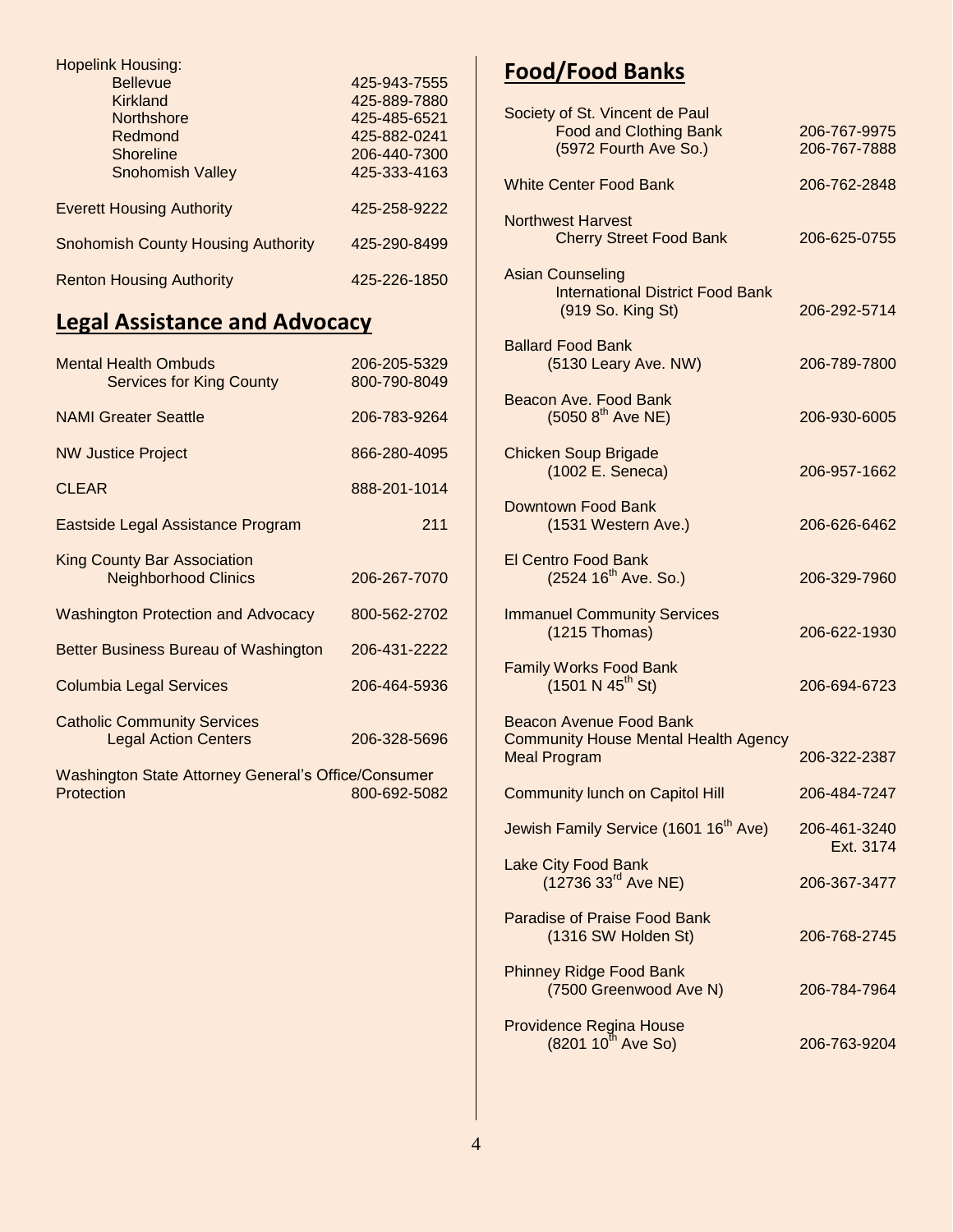Hopelink Housing:

| | |
|---|---|
| Bellevue | 425-943-7555 |
| Kirkland | 425-889-7880 |
| Northshore | 425-485-6521 |
| Redmond | 425-882-0241 |
| Shoreline | 206-440-7300 |
| Snohomish Valley | 425-333-4163 |

| | |
|---|---|
| Everett Housing Authority | 425-258-9222 |
| Snohomish County Housing Authority | 425-290-8499 |
| Renton Housing Authority | 425-226-1850 |

## Legal Assistance and Advocacy

| | |
|---|---|
| Mental Health Ombuds Services for King County | 206-205-5329<br>800-790-8049 |
| NAMI Greater Seattle | 206-783-9264 |
| NW Justice Project | 866-280-4095 |
| CLEAR | 888-201-1014 |
| Eastside Legal Assistance Program | 211 |
| King County Bar Association Neighborhood Clinics | 206-267-7070 |
| Washington Protection and Advocacy | 800-562-2702 |
| Better Business Bureau of Washington | 206-431-2222 |
| Columbia Legal Services | 206-464-5936 |
| Catholic Community Services Legal Action Centers | 206-328-5696 |
| Washington State Attorney General's Office/Consumer Protection | 800-692-5082 |

## Food/Food Banks

| | |
|---|---|
| Society of St. Vincent de Paul Food and Clothing Bank (5972 Fourth Ave So.) | 206-767-9975<br>206-767-7888 |
| White Center Food Bank | 206-762-2848 |
| Northwest Harvest Cherry Street Food Bank | 206-625-0755 |
| Asian Counseling International District Food Bank (919 So. King St) | 206-292-5714 |
| Ballard Food Bank (5130 Leary Ave. NW) | 206-789-7800 |
| Beacon Ave. Food Bank (5050 8th Ave NE) | 206-930-6005 |
| Chicken Soup Brigade (1002 E. Seneca) | 206-957-1662 |
| Downtown Food Bank (1531 Western Ave.) | 206-626-6462 |
| El Centro Food Bank (2524 16th Ave. So.) | 206-329-7960 |
| Immanuel Community Services (1215 Thomas) | 206-622-1930 |
| Family Works Food Bank (1501 N 45th St) | 206-694-6723 |
| Beacon Avenue Food Bank Community House Mental Health Agency Meal Program | 206-322-2387 |
| Community lunch on Capitol Hill | 206-484-7247 |
| Jewish Family Service (1601 16th Ave) | 206-461-3240 Ext. 3174 |
| Lake City Food Bank (12736 33rd Ave NE) | 206-367-3477 |
| Paradise of Praise Food Bank (1316 SW Holden St) | 206-768-2745 |
| Phinney Ridge Food Bank (7500 Greenwood Ave N) | 206-784-7964 |
| Providence Regina House (8201 10th Ave So) | 206-763-9204 |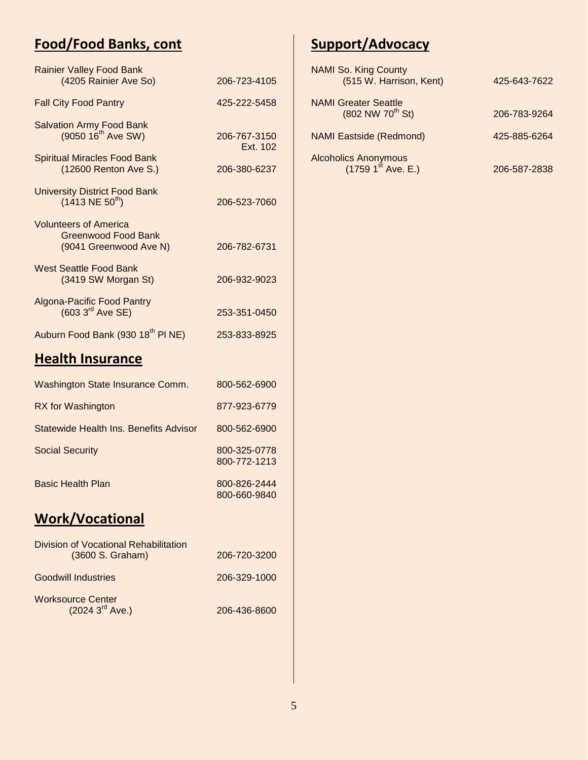## Food/Food Banks, cont

| | |
|---|---|
| Rainier Valley Food Bank (4205 Rainier Ave So) | 206-723-4105 |
| Fall City Food Pantry | 425-222-5458 |
| Salvation Army Food Bank (9050 16th Ave SW) | 206-767-3150 Ext. 102 |
| Spiritual Miracles Food Bank (12600 Renton Ave S.) | 206-380-6237 |
| University District Food Bank (1413 NE 50th) | 206-523-7060 |
| Volunteers of America Greenwood Food Bank (9041 Greenwood Ave N) | 206-782-6731 |
| West Seattle Food Bank (3419 SW Morgan St) | 206-932-9023 |
| Algona-Pacific Food Pantry (603 3rd Ave SE) | 253-351-0450 |
| Auburn Food Bank (930 18th Pl NE) | 253-833-8925 |

## Health Insurance

| | |
|---|---|
| Washington State Insurance Comm. | 800-562-6900 |
| RX for Washington | 877-923-6779 |
| Statewide Health Ins. Benefits Advisor | 800-562-6900 |
| Social Security | 800-325-0778<br>800-772-1213 |
| Basic Health Plan | 800-826-2444<br>800-660-9840 |

## Work/Vocational

| | |
|---|---|
| Division of Vocational Rehabilitation (3600 S. Graham) | 206-720-3200 |
| Goodwill Industries | 206-329-1000 |
| Worksource Center (2024 3rd Ave.) | 206-436-8600 |

## Support/Advocacy

| | |
|---|---|
| NAMI So. King County (515 W. Harrison, Kent) | 425-643-7622 |
| NAMI Greater Seattle (802 NW 70th St) | 206-783-9264 |
| NAMI Eastside (Redmond) | 425-885-6264 |
| Alcoholics Anonymous (1759 1st Ave. E.) | 206-587-2838 |